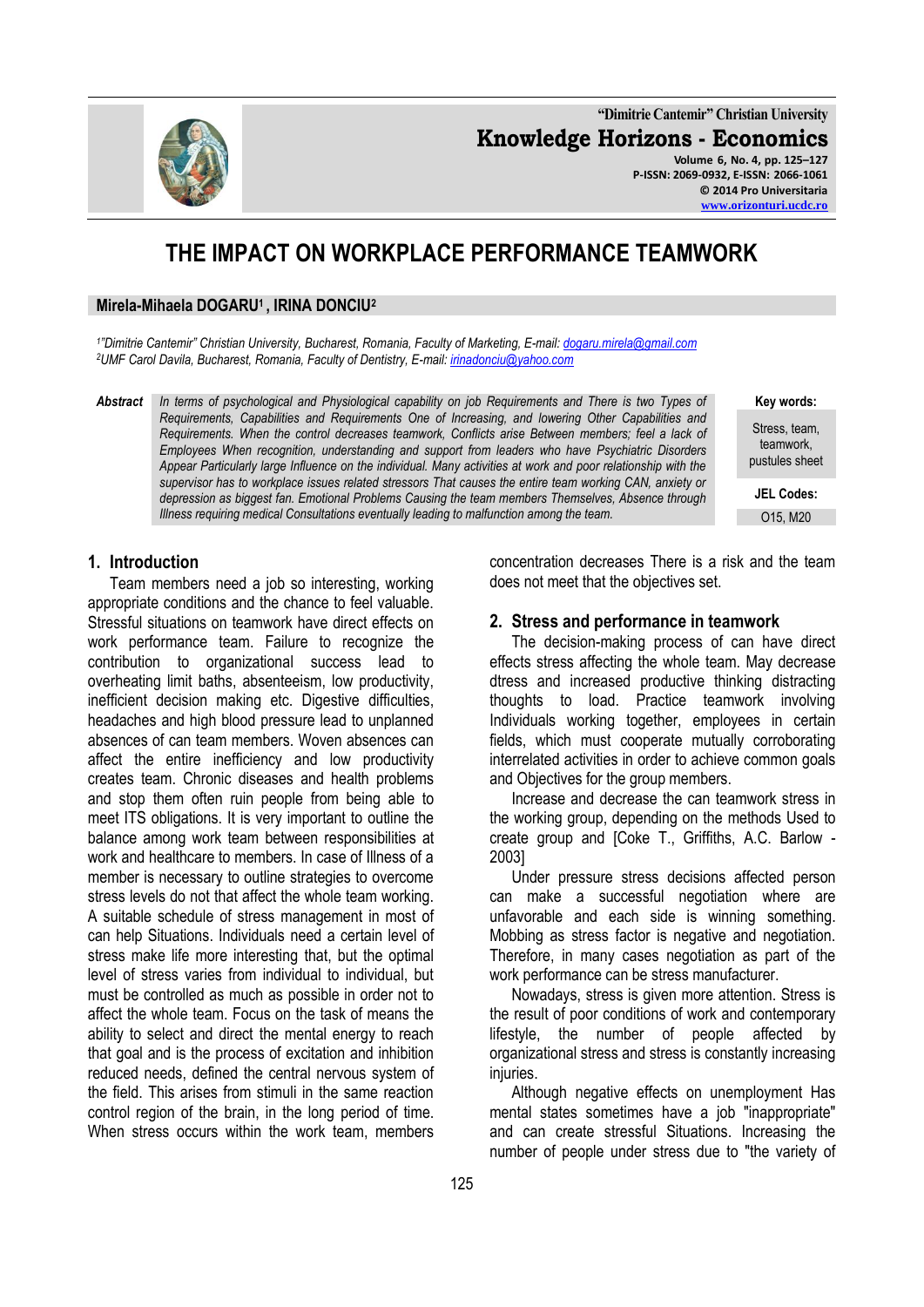# THE IMPACT ON WORKPLACE PERFORMANCE TEAMWORK

**Mirela-Mihaela DOGARU[1], IRINA DONCIU[2]**

*[1]"Dimitrie Cantemir" Christian University, Bucharest, Romania, Faculty of Marketing, E-mail: dogaru.mirela@gmail.com*
*[2]UMF Carol Davila, Bucharest, Romania, Faculty of Dentistry, E-mail: irinadonciu@yahoo.com*

***Abstract*** *In terms of psychological and Physiological capability on job Requirements and There is two Types of Requirements, Capabilities and Requirements One of Increasing, and lowering Other Capabilities and Requirements. When the control decreases teamwork, Conflicts arise Between members; feel a lack of Employees When recognition, understanding and support from leaders who have Psychiatric Disorders Appear Particularly large Influence on the individual. Many activities at work and poor relationship with the supervisor has to workplace issues related stressors That causes the entire team working CAN, anxiety or depression as biggest fan. Emotional Problems Causing the team members Themselves, Absence through Illness requiring medical Consultations eventually leading to malfunction among the team.*

**Key words:** Stress, team, teamwork, pustules sheet

**JEL Codes:** O15, M20

## 1. Introduction

Team members need a job so interesting, working appropriate conditions and the chance to feel valuable. Stressful situations on teamwork have direct effects on work performance team. Failure to recognize the contribution to organizational success lead to overheating limit baths, absenteeism, low productivity, inefficient decision making etc. Digestive difficulties, headaches and high blood pressure lead to unplanned absences of can team members. Woven absences can affect the entire inefficiency and low productivity creates team. Chronic diseases and health problems and stop them often ruin people from being able to meet ITS obligations. It is very important to outline the balance among work team between responsibilities at work and healthcare to members. In case of Illness of a member is necessary to outline strategies to overcome stress levels do not that affect the whole team working. A suitable schedule of stress management in most of can help Situations. Individuals need a certain level of stress make life more interesting that, but the optimal level of stress varies from individual to individual, but must be controlled as much as possible in order not to affect the whole team. Focus on the task of means the ability to select and direct the mental energy to reach that goal and is the process of excitation and inhibition reduced needs, defined the central nervous system of the field. This arises from stimuli in the same reaction control region of the brain, in the long period of time. When stress occurs within the work team, members concentration decreases There is a risk and the team does not meet that the objectives set.

## 2. Stress and performance in teamwork

The decision-making process of can have direct effects stress affecting the whole team. May decrease dtress and increased productive thinking distracting thoughts to load. Practice teamwork involving Individuals working together, employees in certain fields, which must cooperate mutually corroborating interrelated activities in order to achieve common goals and Objectives for the group members.

Increase and decrease the can teamwork stress in the working group, depending on the methods Used to create group and [Coke T., Griffiths, A.C. Barlow - 2003]

Under pressure stress decisions affected person can make a successful negotiation where are unfavorable and each side is winning something. Mobbing as stress factor is negative and negotiation. Therefore, in many cases negotiation as part of the work performance can be stress manufacturer.

Nowadays, stress is given more attention. Stress is the result of poor conditions of work and contemporary lifestyle, the number of people affected by organizational stress and stress is constantly increasing injuries.

Although negative effects on unemployment Has mental states sometimes have a job "inappropriate" and can create stressful Situations. Increasing the number of people under stress due to "the variety of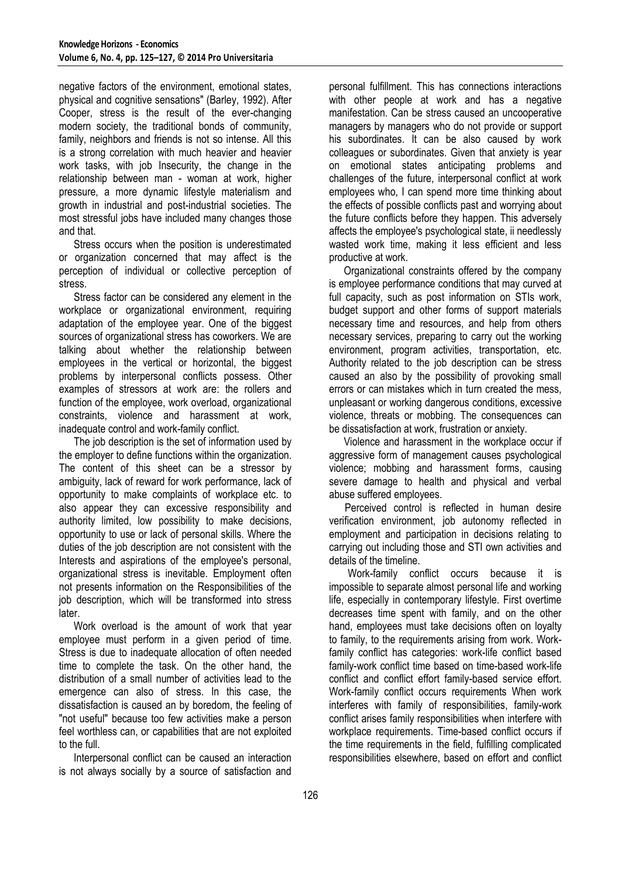negative factors of the environment, emotional states, physical and cognitive sensations" (Barley, 1992). After Cooper, stress is the result of the ever-changing modern society, the traditional bonds of community, family, neighbors and friends is not so intense. All this is a strong correlation with much heavier and heavier work tasks, with job Insecurity, the change in the relationship between man - woman at work, higher pressure, a more dynamic lifestyle materialism and growth in industrial and post-industrial societies. The most stressful jobs have included many changes those and that.

Stress occurs when the position is underestimated or organization concerned that may affect is the perception of individual or collective perception of stress.

Stress factor can be considered any element in the workplace or organizational environment, requiring adaptation of the employee year. One of the biggest sources of organizational stress has coworkers. We are talking about whether the relationship between employees in the vertical or horizontal, the biggest problems by interpersonal conflicts possess. Other examples of stressors at work are: the rollers and function of the employee, work overload, organizational constraints, violence and harassment at work, inadequate control and work-family conflict.

The job description is the set of information used by the employer to define functions within the organization. The content of this sheet can be a stressor by ambiguity, lack of reward for work performance, lack of opportunity to make complaints of workplace etc. to also appear they can excessive responsibility and authority limited, low possibility to make decisions, opportunity to use or lack of personal skills. Where the duties of the job description are not consistent with the Interests and aspirations of the employee's personal, organizational stress is inevitable. Employment often not presents information on the Responsibilities of the job description, which will be transformed into stress later.

Work overload is the amount of work that year employee must perform in a given period of time. Stress is due to inadequate allocation of often needed time to complete the task. On the other hand, the distribution of a small number of activities lead to the emergence can also of stress. In this case, the dissatisfaction is caused an by boredom, the feeling of "not useful" because too few activities make a person feel worthless can, or capabilities that are not exploited to the full.

Interpersonal conflict can be caused an interaction is not always socially by a source of satisfaction and personal fulfillment. This has connections interactions with other people at work and has a negative manifestation. Can be stress caused an uncooperative managers by managers who do not provide or support his subordinates. It can be also caused by work colleagues or subordinates. Given that anxiety is year on emotional states anticipating problems and challenges of the future, interpersonal conflict at work employees who, I can spend more time thinking about the effects of possible conflicts past and worrying about the future conflicts before they happen. This adversely affects the employee's psychological state, ii needlessly wasted work time, making it less efficient and less productive at work.

Organizational constraints offered by the company is employee performance conditions that may curved at full capacity, such as post information on STIs work, budget support and other forms of support materials necessary time and resources, and help from others necessary services, preparing to carry out the working environment, program activities, transportation, etc. Authority related to the job description can be stress caused an also by the possibility of provoking small errors or can mistakes which in turn created the mess, unpleasant or working dangerous conditions, excessive violence, threats or mobbing. The consequences can be dissatisfaction at work, frustration or anxiety.

Violence and harassment in the workplace occur if aggressive form of management causes psychological violence; mobbing and harassment forms, causing severe damage to health and physical and verbal abuse suffered employees.

Perceived control is reflected in human desire verification environment, job autonomy reflected in employment and participation in decisions relating to carrying out including those and STI own activities and details of the timeline.

Work-family conflict occurs because it is impossible to separate almost personal life and working life, especially in contemporary lifestyle. First overtime decreases time spent with family, and on the other hand, employees must take decisions often on loyalty to family, to the requirements arising from work. Work-family conflict has categories: work-life conflict based family-work conflict time based on time-based work-life conflict and conflict effort family-based service effort. Work-family conflict occurs requirements When work interferes with family of responsibilities, family-work conflict arises family responsibilities when interfere with workplace requirements. Time-based conflict occurs if the time requirements in the field, fulfilling complicated responsibilities elsewhere, based on effort and conflict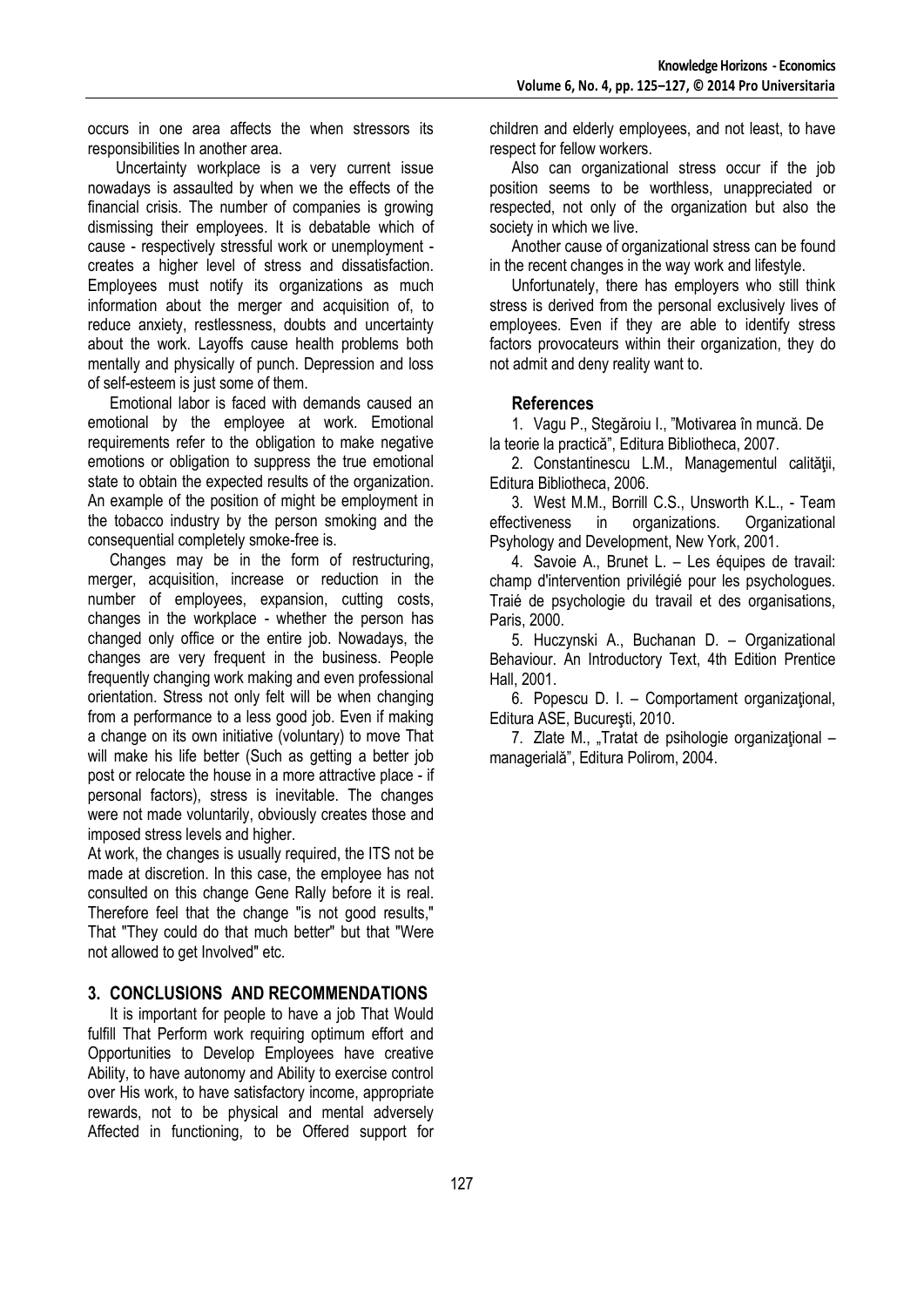occurs in one area affects the when stressors its responsibilities In another area.

Uncertainty workplace is a very current issue nowadays is assaulted by when we the effects of the financial crisis. The number of companies is growing dismissing their employees. It is debatable which of cause - respectively stressful work or unemployment - creates a higher level of stress and dissatisfaction. Employees must notify its organizations as much information about the merger and acquisition of, to reduce anxiety, restlessness, doubts and uncertainty about the work. Layoffs cause health problems both mentally and physically of punch. Depression and loss of self-esteem is just some of them.

Emotional labor is faced with demands caused an emotional by the employee at work. Emotional requirements refer to the obligation to make negative emotions or obligation to suppress the true emotional state to obtain the expected results of the organization. An example of the position of might be employment in the tobacco industry by the person smoking and the consequential completely smoke-free is.

Changes may be in the form of restructuring, merger, acquisition, increase or reduction in the number of employees, expansion, cutting costs, changes in the workplace - whether the person has changed only office or the entire job. Nowadays, the changes are very frequent in the business. People frequently changing work making and even professional orientation. Stress not only felt will be when changing from a performance to a less good job. Even if making a change on its own initiative (voluntary) to move That will make his life better (Such as getting a better job post or relocate the house in a more attractive place - if personal factors), stress is inevitable. The changes were not made voluntarily, obviously creates those and imposed stress levels and higher.

At work, the changes is usually required, the ITS not be made at discretion. In this case, the employee has not consulted on this change Gene Rally before it is real. Therefore feel that the change "is not good results," That "They could do that much better" but that "Were not allowed to get Involved" etc.

## 3. CONCLUSIONS AND RECOMMENDATIONS

It is important for people to have a job That Would fulfill That Perform work requiring optimum effort and Opportunities to Develop Employees have creative Ability, to have autonomy and Ability to exercise control over His work, to have satisfactory income, appropriate rewards, not to be physical and mental adversely Affected in functioning, to be Offered support for children and elderly employees, and not least, to have respect for fellow workers.

Also can organizational stress occur if the job position seems to be worthless, unappreciated or respected, not only of the organization but also the society in which we live.

Another cause of organizational stress can be found in the recent changes in the way work and lifestyle.

Unfortunately, there has employers who still think stress is derived from the personal exclusively lives of employees. Even if they are able to identify stress factors provocateurs within their organization, they do not admit and deny reality want to.

### References

1. Vagu P., Stegăroiu I., "Motivarea în muncă. De la teorie la practică", Editura Bibliotheca, 2007.
2. Constantinescu L.M., Managementul calităţii, Editura Bibliotheca, 2006.
3. West M.M., Borrill C.S., Unsworth K.L., - Team effectiveness in organizations. Organizational Psyhology and Development, New York, 2001.
4. Savoie A., Brunet L. – Les équipes de travail: champ d'intervention privilégié pour les psychologues. Traié de psychologie du travail et des organisations, Paris, 2000.
5. Huczynski A., Buchanan D. – Organizational Behaviour. An Introductory Text, 4th Edition Prentice Hall, 2001.
6. Popescu D. I. – Comportament organizaţional, Editura ASE, Bucureşti, 2010.
7. Zlate M., „Tratat de psihologie organizaţional – managerială", Editura Polirom, 2004.